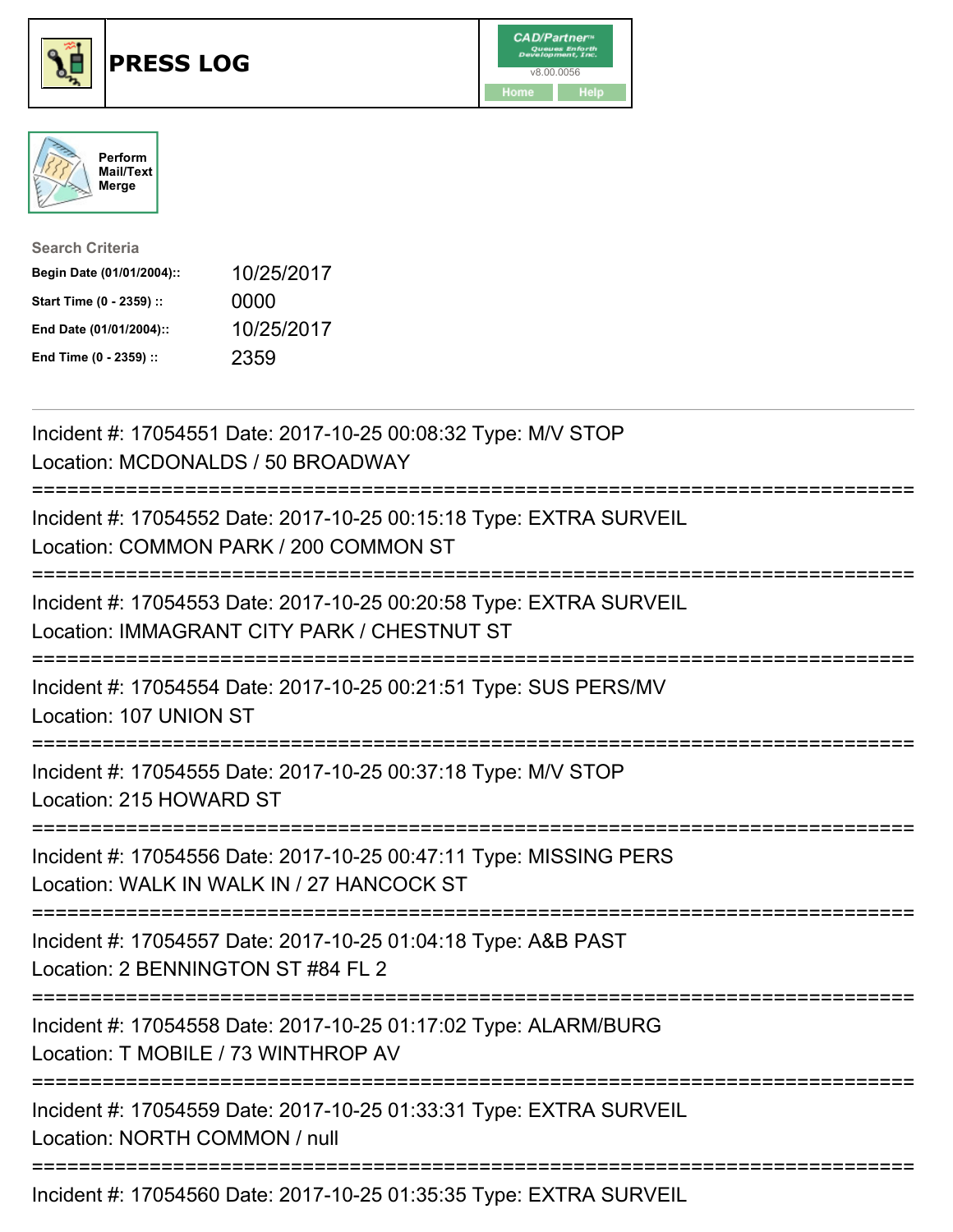# PRESS LOG

CAD/Partner
v8.00.0056
Home Help

Perform Mail/Text Merge

**Search Criteria**

| | |
|---|---|
| **Begin Date (01/01/2004)::** | 10/25/2017 |
| **Start Time (0 - 2359) ::** | 0000 |
| **End Date (01/01/2004)::** | 10/25/2017 |
| **End Time (0 - 2359) ::** | 2359 |

---

Incident #: 17054551 Date: 2017-10-25 00:08:32 Type: M/V STOP
Location: MCDONALDS / 50 BROADWAY

===========================================================================

Incident #: 17054552 Date: 2017-10-25 00:15:18 Type: EXTRA SURVEIL
Location: COMMON PARK / 200 COMMON ST

===========================================================================

Incident #: 17054553 Date: 2017-10-25 00:20:58 Type: EXTRA SURVEIL
Location: IMMAGRANT CITY PARK / CHESTNUT ST

===========================================================================

Incident #: 17054554 Date: 2017-10-25 00:21:51 Type: SUS PERS/MV
Location: 107 UNION ST

===========================================================================

Incident #: 17054555 Date: 2017-10-25 00:37:18 Type: M/V STOP
Location: 215 HOWARD ST

===========================================================================

Incident #: 17054556 Date: 2017-10-25 00:47:11 Type: MISSING PERS
Location: WALK IN WALK IN / 27 HANCOCK ST

===========================================================================

Incident #: 17054557 Date: 2017-10-25 01:04:18 Type: A&B PAST
Location: 2 BENNINGTON ST #84 FL 2

===========================================================================

Incident #: 17054558 Date: 2017-10-25 01:17:02 Type: ALARM/BURG
Location: T MOBILE / 73 WINTHROP AV

===========================================================================

Incident #: 17054559 Date: 2017-10-25 01:33:31 Type: EXTRA SURVEIL
Location: NORTH COMMON / null

===========================================================================

Incident #: 17054560 Date: 2017-10-25 01:35:35 Type: EXTRA SURVEIL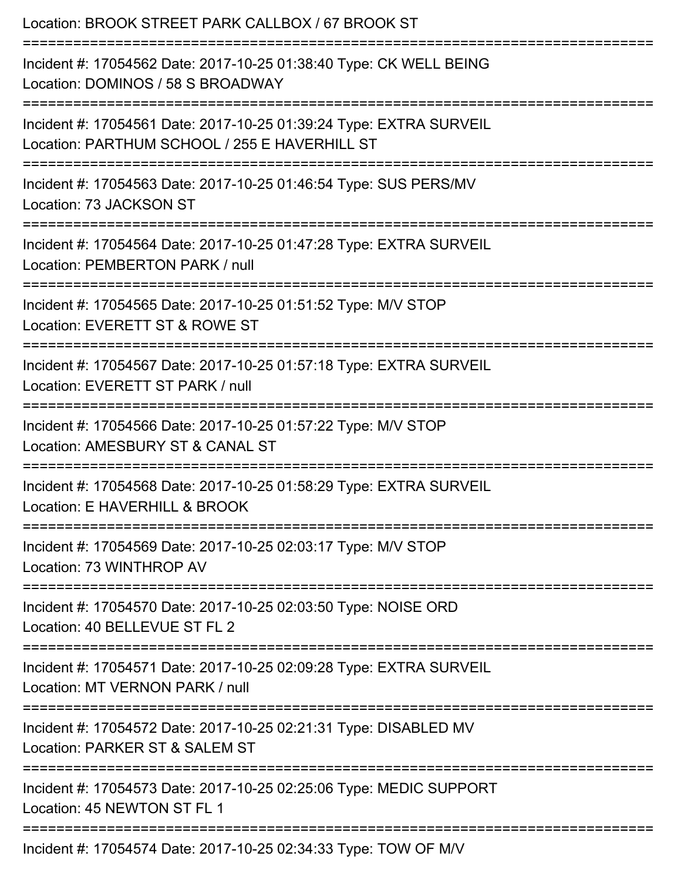Location: BROOK STREET PARK CALLBOX / 67 BROOK ST

===========================================================================

Incident #: 17054562 Date: 2017-10-25 01:38:40 Type: CK WELL BEING

Location: DOMINOS / 58 S BROADWAY

===========================================================================

Incident #: 17054561 Date: 2017-10-25 01:39:24 Type: EXTRA SURVEIL

Location: PARTHUM SCHOOL / 255 E HAVERHILL ST

===========================================================================

Incident #: 17054563 Date: 2017-10-25 01:46:54 Type: SUS PERS/MV

Location: 73 JACKSON ST

===========================================================================

Incident #: 17054564 Date: 2017-10-25 01:47:28 Type: EXTRA SURVEIL

Location: PEMBERTON PARK / null

===========================================================================

Incident #: 17054565 Date: 2017-10-25 01:51:52 Type: M/V STOP

Location: EVERETT ST & ROWE ST

===========================================================================

Incident #: 17054567 Date: 2017-10-25 01:57:18 Type: EXTRA SURVEIL

Location: EVERETT ST PARK / null

===========================================================================

Incident #: 17054566 Date: 2017-10-25 01:57:22 Type: M/V STOP

Location: AMESBURY ST & CANAL ST

===========================================================================

Incident #: 17054568 Date: 2017-10-25 01:58:29 Type: EXTRA SURVEIL

Location: E HAVERHILL & BROOK

===========================================================================

Incident #: 17054569 Date: 2017-10-25 02:03:17 Type: M/V STOP

Location: 73 WINTHROP AV

===========================================================================

Incident #: 17054570 Date: 2017-10-25 02:03:50 Type: NOISE ORD

Location: 40 BELLEVUE ST FL 2

===========================================================================

Incident #: 17054571 Date: 2017-10-25 02:09:28 Type: EXTRA SURVEIL

Location: MT VERNON PARK / null

===========================================================================

Incident #: 17054572 Date: 2017-10-25 02:21:31 Type: DISABLED MV

Location: PARKER ST & SALEM ST

===========================================================================

Incident #: 17054573 Date: 2017-10-25 02:25:06 Type: MEDIC SUPPORT

Location: 45 NEWTON ST FL 1

===========================================================================

Incident #: 17054574 Date: 2017-10-25 02:34:33 Type: TOW OF M/V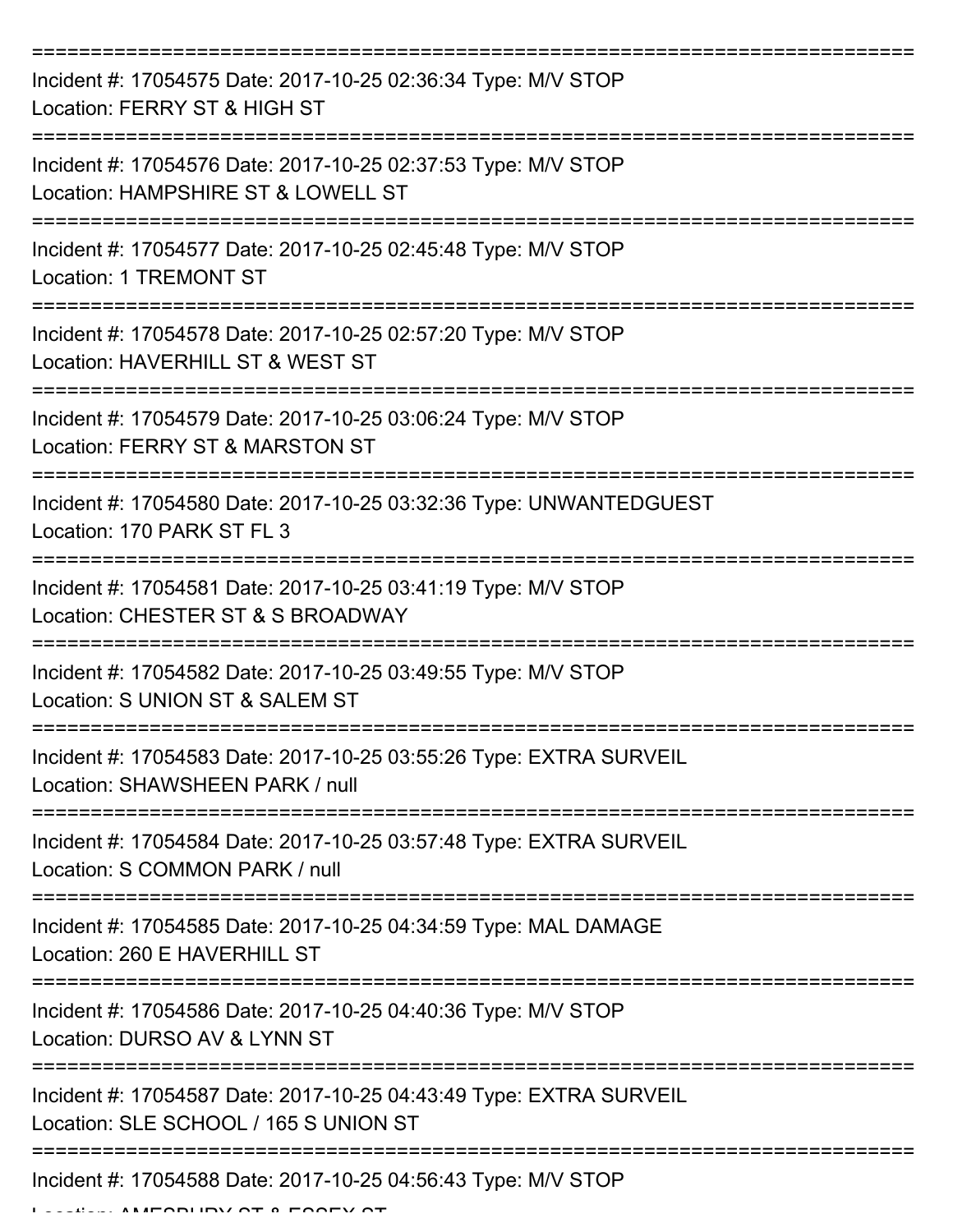===========================================================================

Incident #: 17054575 Date: 2017-10-25 02:36:34 Type: M/V STOP
Location: FERRY ST & HIGH ST

===========================================================================

Incident #: 17054576 Date: 2017-10-25 02:37:53 Type: M/V STOP
Location: HAMPSHIRE ST & LOWELL ST

===========================================================================

Incident #: 17054577 Date: 2017-10-25 02:45:48 Type: M/V STOP
Location: 1 TREMONT ST

===========================================================================

Incident #: 17054578 Date: 2017-10-25 02:57:20 Type: M/V STOP
Location: HAVERHILL ST & WEST ST

===========================================================================

Incident #: 17054579 Date: 2017-10-25 03:06:24 Type: M/V STOP
Location: FERRY ST & MARSTON ST

===========================================================================

Incident #: 17054580 Date: 2017-10-25 03:32:36 Type: UNWANTEDGUEST
Location: 170 PARK ST FL 3

===========================================================================

Incident #: 17054581 Date: 2017-10-25 03:41:19 Type: M/V STOP
Location: CHESTER ST & S BROADWAY

===========================================================================

Incident #: 17054582 Date: 2017-10-25 03:49:55 Type: M/V STOP
Location: S UNION ST & SALEM ST

===========================================================================

Incident #: 17054583 Date: 2017-10-25 03:55:26 Type: EXTRA SURVEIL
Location: SHAWSHEEN PARK / null

===========================================================================

Incident #: 17054584 Date: 2017-10-25 03:57:48 Type: EXTRA SURVEIL
Location: S COMMON PARK / null

===========================================================================

Incident #: 17054585 Date: 2017-10-25 04:34:59 Type: MAL DAMAGE
Location: 260 E HAVERHILL ST

===========================================================================

Incident #: 17054586 Date: 2017-10-25 04:40:36 Type: M/V STOP
Location: DURSO AV & LYNN ST

===========================================================================

Incident #: 17054587 Date: 2017-10-25 04:43:49 Type: EXTRA SURVEIL
Location: SLE SCHOOL / 165 S UNION ST

===========================================================================

Incident #: 17054588 Date: 2017-10-25 04:56:43 Type: M/V STOP
Location: AMESBURY ST & ESSEX ST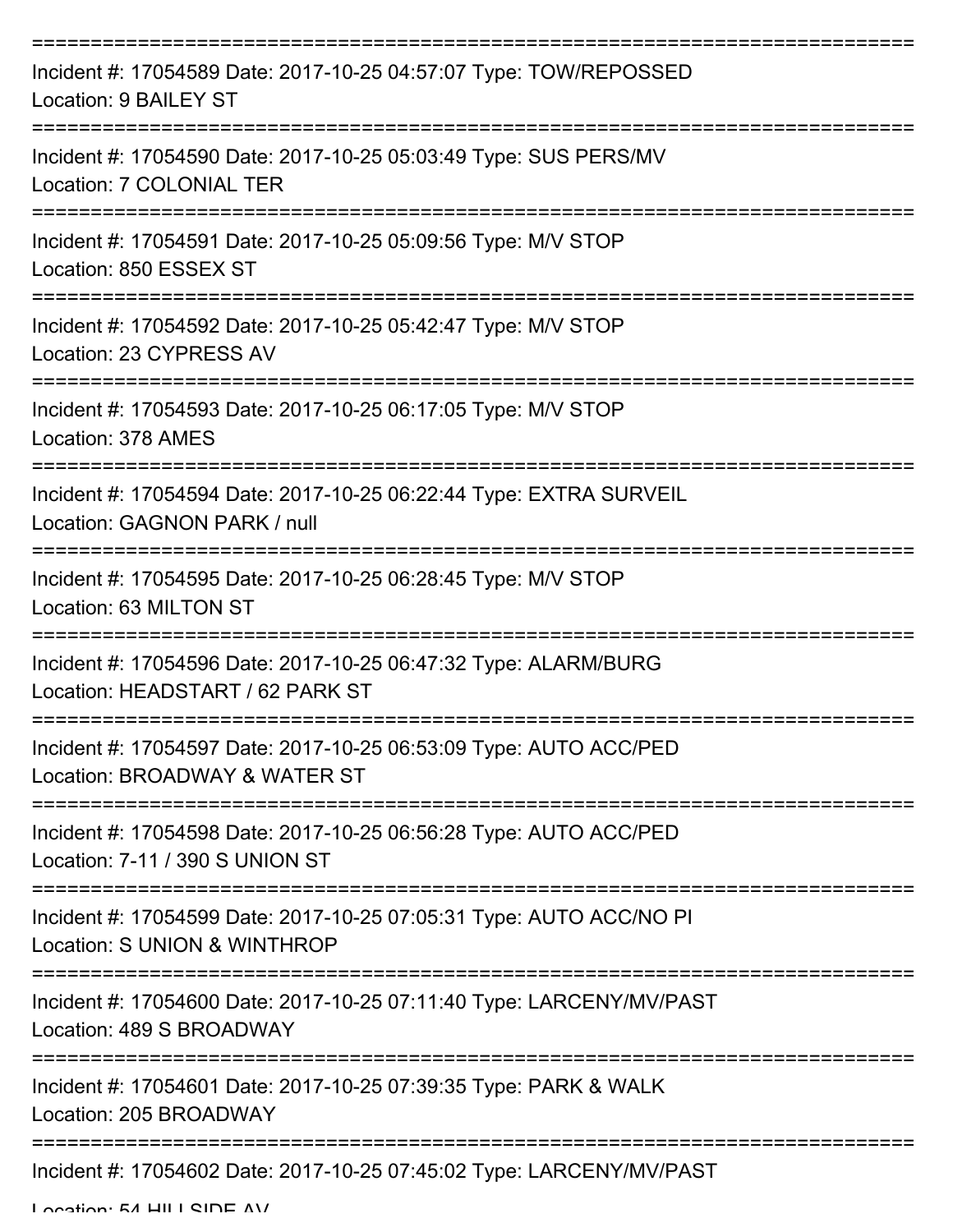===========================================================================

Incident #: 17054589 Date: 2017-10-25 04:57:07 Type: TOW/REPOSSED

Location: 9 BAILEY ST

===========================================================================

Incident #: 17054590 Date: 2017-10-25 05:03:49 Type: SUS PERS/MV

Location: 7 COLONIAL TER

===========================================================================

Incident #: 17054591 Date: 2017-10-25 05:09:56 Type: M/V STOP

Location: 850 ESSEX ST

===========================================================================

Incident #: 17054592 Date: 2017-10-25 05:42:47 Type: M/V STOP

Location: 23 CYPRESS AV

===========================================================================

Incident #: 17054593 Date: 2017-10-25 06:17:05 Type: M/V STOP

Location: 378 AMES

===========================================================================

Incident #: 17054594 Date: 2017-10-25 06:22:44 Type: EXTRA SURVEIL

Location: GAGNON PARK / null

===========================================================================

Incident #: 17054595 Date: 2017-10-25 06:28:45 Type: M/V STOP

Location: 63 MILTON ST

===========================================================================

Incident #: 17054596 Date: 2017-10-25 06:47:32 Type: ALARM/BURG

Location: HEADSTART / 62 PARK ST

===========================================================================

Incident #: 17054597 Date: 2017-10-25 06:53:09 Type: AUTO ACC/PED

Location: BROADWAY & WATER ST

===========================================================================

Incident #: 17054598 Date: 2017-10-25 06:56:28 Type: AUTO ACC/PED

Location: 7-11 / 390 S UNION ST

===========================================================================

Incident #: 17054599 Date: 2017-10-25 07:05:31 Type: AUTO ACC/NO PI

Location: S UNION & WINTHROP

===========================================================================

Incident #: 17054600 Date: 2017-10-25 07:11:40 Type: LARCENY/MV/PAST

Location: 489 S BROADWAY

===========================================================================

Incident #: 17054601 Date: 2017-10-25 07:39:35 Type: PARK & WALK

Location: 205 BROADWAY

===========================================================================

Incident #: 17054602 Date: 2017-10-25 07:45:02 Type: LARCENY/MV/PAST

Location: 54 HILLSIDE AV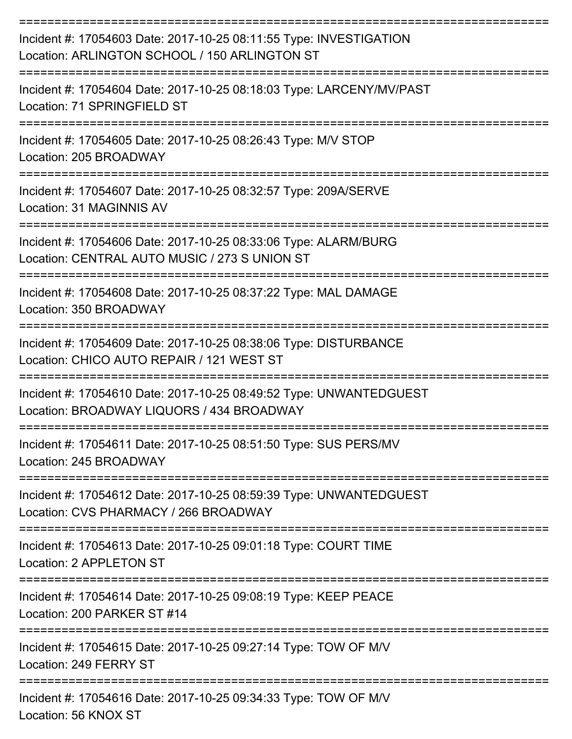===========================================================================

Incident #: 17054603 Date: 2017-10-25 08:11:55 Type: INVESTIGATION
Location: ARLINGTON SCHOOL / 150 ARLINGTON ST

===========================================================================

Incident #: 17054604 Date: 2017-10-25 08:18:03 Type: LARCENY/MV/PAST
Location: 71 SPRINGFIELD ST

===========================================================================

Incident #: 17054605 Date: 2017-10-25 08:26:43 Type: M/V STOP
Location: 205 BROADWAY

===========================================================================

Incident #: 17054607 Date: 2017-10-25 08:32:57 Type: 209A/SERVE
Location: 31 MAGINNIS AV

===========================================================================

Incident #: 17054606 Date: 2017-10-25 08:33:06 Type: ALARM/BURG
Location: CENTRAL AUTO MUSIC / 273 S UNION ST

===========================================================================

Incident #: 17054608 Date: 2017-10-25 08:37:22 Type: MAL DAMAGE
Location: 350 BROADWAY

===========================================================================

Incident #: 17054609 Date: 2017-10-25 08:38:06 Type: DISTURBANCE
Location: CHICO AUTO REPAIR / 121 WEST ST

===========================================================================

Incident #: 17054610 Date: 2017-10-25 08:49:52 Type: UNWANTEDGUEST
Location: BROADWAY LIQUORS / 434 BROADWAY

===========================================================================

Incident #: 17054611 Date: 2017-10-25 08:51:50 Type: SUS PERS/MV
Location: 245 BROADWAY

===========================================================================

Incident #: 17054612 Date: 2017-10-25 08:59:39 Type: UNWANTEDGUEST
Location: CVS PHARMACY / 266 BROADWAY

===========================================================================

Incident #: 17054613 Date: 2017-10-25 09:01:18 Type: COURT TIME
Location: 2 APPLETON ST

===========================================================================

Incident #: 17054614 Date: 2017-10-25 09:08:19 Type: KEEP PEACE
Location: 200 PARKER ST #14

===========================================================================

Incident #: 17054615 Date: 2017-10-25 09:27:14 Type: TOW OF M/V
Location: 249 FERRY ST

===========================================================================

Incident #: 17054616 Date: 2017-10-25 09:34:33 Type: TOW OF M/V
Location: 56 KNOX ST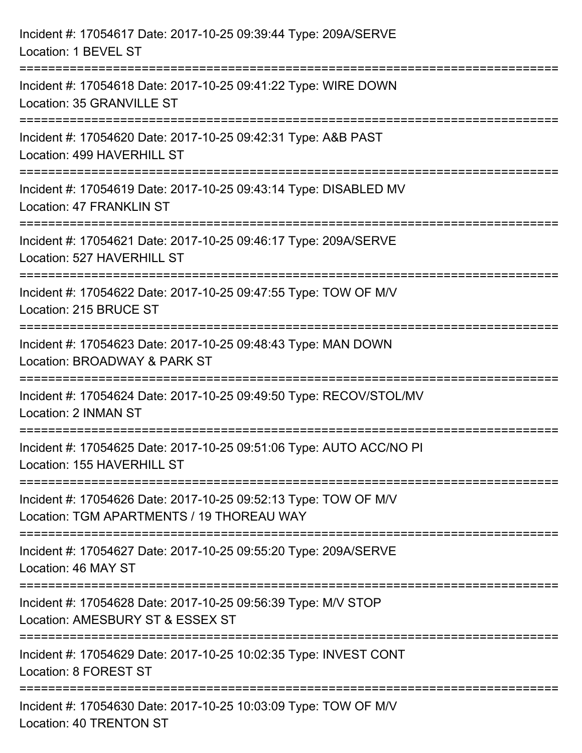Incident #: 17054617 Date: 2017-10-25 09:39:44 Type: 209A/SERVE
Location: 1 BEVEL ST

===========================================================================

Incident #: 17054618 Date: 2017-10-25 09:41:22 Type: WIRE DOWN
Location: 35 GRANVILLE ST

===========================================================================

Incident #: 17054620 Date: 2017-10-25 09:42:31 Type: A&B PAST
Location: 499 HAVERHILL ST

===========================================================================

Incident #: 17054619 Date: 2017-10-25 09:43:14 Type: DISABLED MV
Location: 47 FRANKLIN ST

===========================================================================

Incident #: 17054621 Date: 2017-10-25 09:46:17 Type: 209A/SERVE
Location: 527 HAVERHILL ST

===========================================================================

Incident #: 17054622 Date: 2017-10-25 09:47:55 Type: TOW OF M/V
Location: 215 BRUCE ST

===========================================================================

Incident #: 17054623 Date: 2017-10-25 09:48:43 Type: MAN DOWN
Location: BROADWAY & PARK ST

===========================================================================

Incident #: 17054624 Date: 2017-10-25 09:49:50 Type: RECOV/STOL/MV
Location: 2 INMAN ST

===========================================================================

Incident #: 17054625 Date: 2017-10-25 09:51:06 Type: AUTO ACC/NO PI
Location: 155 HAVERHILL ST

===========================================================================

Incident #: 17054626 Date: 2017-10-25 09:52:13 Type: TOW OF M/V
Location: TGM APARTMENTS / 19 THOREAU WAY

===========================================================================

Incident #: 17054627 Date: 2017-10-25 09:55:20 Type: 209A/SERVE
Location: 46 MAY ST

===========================================================================

Incident #: 17054628 Date: 2017-10-25 09:56:39 Type: M/V STOP
Location: AMESBURY ST & ESSEX ST

===========================================================================

Incident #: 17054629 Date: 2017-10-25 10:02:35 Type: INVEST CONT
Location: 8 FOREST ST

===========================================================================

Incident #: 17054630 Date: 2017-10-25 10:03:09 Type: TOW OF M/V
Location: 40 TRENTON ST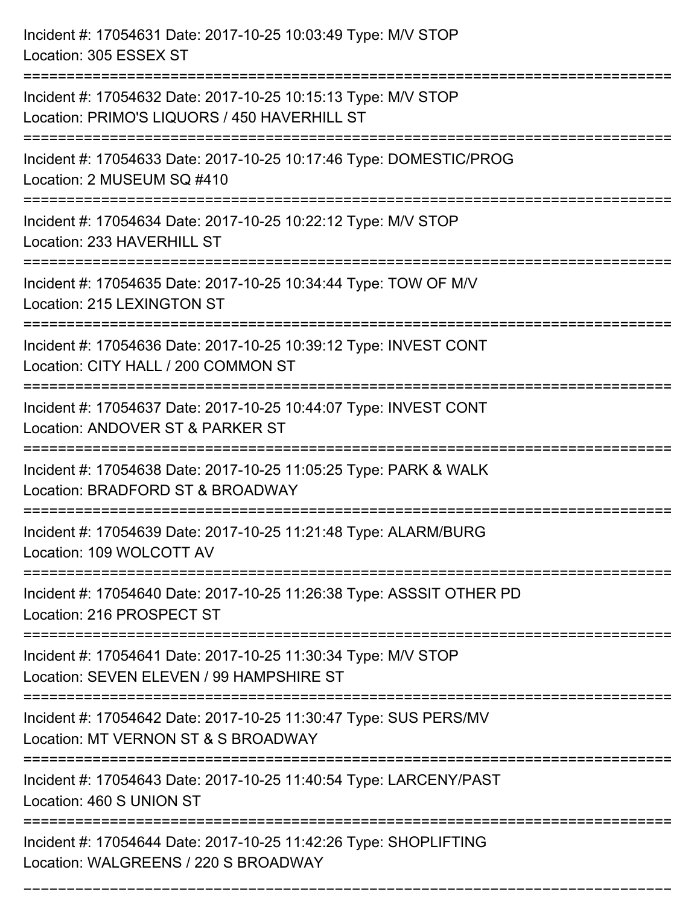Incident #: 17054631 Date: 2017-10-25 10:03:49 Type: M/V STOP
Location: 305 ESSEX ST

===========================================================================

Incident #: 17054632 Date: 2017-10-25 10:15:13 Type: M/V STOP
Location: PRIMO'S LIQUORS / 450 HAVERHILL ST

===========================================================================

Incident #: 17054633 Date: 2017-10-25 10:17:46 Type: DOMESTIC/PROG
Location: 2 MUSEUM SQ #410

===========================================================================

Incident #: 17054634 Date: 2017-10-25 10:22:12 Type: M/V STOP
Location: 233 HAVERHILL ST

===========================================================================

Incident #: 17054635 Date: 2017-10-25 10:34:44 Type: TOW OF M/V
Location: 215 LEXINGTON ST

===========================================================================

Incident #: 17054636 Date: 2017-10-25 10:39:12 Type: INVEST CONT
Location: CITY HALL / 200 COMMON ST

===========================================================================

Incident #: 17054637 Date: 2017-10-25 10:44:07 Type: INVEST CONT
Location: ANDOVER ST & PARKER ST

===========================================================================

Incident #: 17054638 Date: 2017-10-25 11:05:25 Type: PARK & WALK
Location: BRADFORD ST & BROADWAY

===========================================================================

Incident #: 17054639 Date: 2017-10-25 11:21:48 Type: ALARM/BURG
Location: 109 WOLCOTT AV

===========================================================================

Incident #: 17054640 Date: 2017-10-25 11:26:38 Type: ASSSIT OTHER PD
Location: 216 PROSPECT ST

===========================================================================

Incident #: 17054641 Date: 2017-10-25 11:30:34 Type: M/V STOP
Location: SEVEN ELEVEN / 99 HAMPSHIRE ST

===========================================================================

Incident #: 17054642 Date: 2017-10-25 11:30:47 Type: SUS PERS/MV
Location: MT VERNON ST & S BROADWAY

===========================================================================

Incident #: 17054643 Date: 2017-10-25 11:40:54 Type: LARCENY/PAST
Location: 460 S UNION ST

===========================================================================

Incident #: 17054644 Date: 2017-10-25 11:42:26 Type: SHOPLIFTING
Location: WALGREENS / 220 S BROADWAY

===========================================================================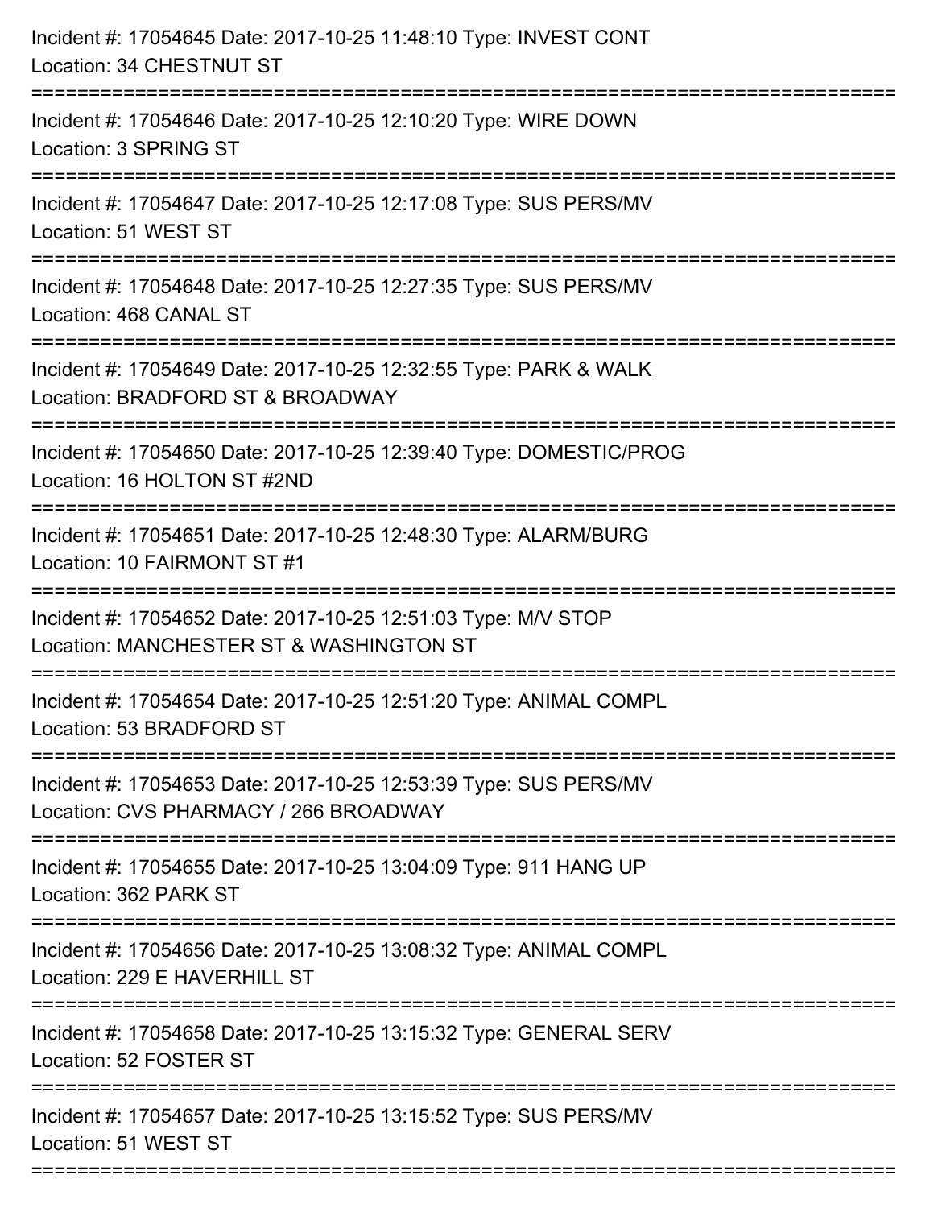Incident #: 17054645 Date: 2017-10-25 11:48:10 Type: INVEST CONT
Location: 34 CHESTNUT ST

===========================================================================

Incident #: 17054646 Date: 2017-10-25 12:10:20 Type: WIRE DOWN
Location: 3 SPRING ST

===========================================================================

Incident #: 17054647 Date: 2017-10-25 12:17:08 Type: SUS PERS/MV
Location: 51 WEST ST

===========================================================================

Incident #: 17054648 Date: 2017-10-25 12:27:35 Type: SUS PERS/MV
Location: 468 CANAL ST

===========================================================================

Incident #: 17054649 Date: 2017-10-25 12:32:55 Type: PARK & WALK
Location: BRADFORD ST & BROADWAY

===========================================================================

Incident #: 17054650 Date: 2017-10-25 12:39:40 Type: DOMESTIC/PROG
Location: 16 HOLTON ST #2ND

===========================================================================

Incident #: 17054651 Date: 2017-10-25 12:48:30 Type: ALARM/BURG
Location: 10 FAIRMONT ST #1

===========================================================================

Incident #: 17054652 Date: 2017-10-25 12:51:03 Type: M/V STOP
Location: MANCHESTER ST & WASHINGTON ST

===========================================================================

Incident #: 17054654 Date: 2017-10-25 12:51:20 Type: ANIMAL COMPL
Location: 53 BRADFORD ST

===========================================================================

Incident #: 17054653 Date: 2017-10-25 12:53:39 Type: SUS PERS/MV
Location: CVS PHARMACY / 266 BROADWAY

===========================================================================

Incident #: 17054655 Date: 2017-10-25 13:04:09 Type: 911 HANG UP
Location: 362 PARK ST

===========================================================================

Incident #: 17054656 Date: 2017-10-25 13:08:32 Type: ANIMAL COMPL
Location: 229 E HAVERHILL ST

===========================================================================

Incident #: 17054658 Date: 2017-10-25 13:15:32 Type: GENERAL SERV
Location: 52 FOSTER ST

===========================================================================

Incident #: 17054657 Date: 2017-10-25 13:15:52 Type: SUS PERS/MV
Location: 51 WEST ST

===========================================================================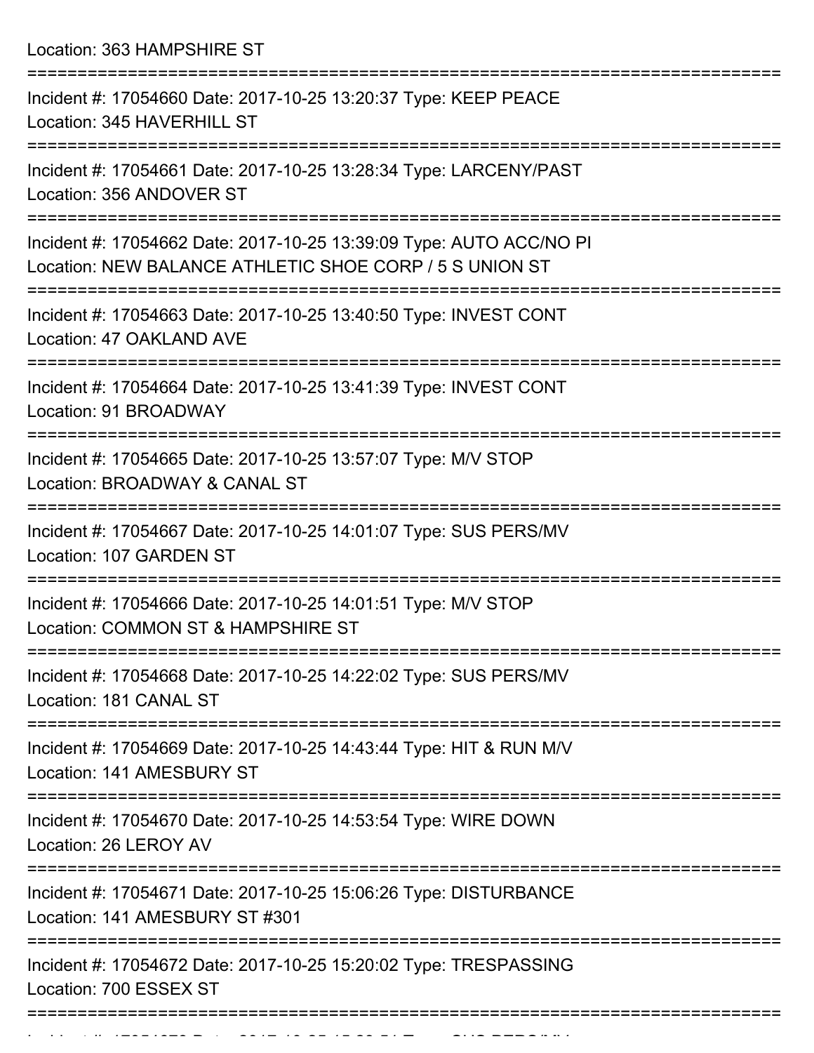Location: 363 HAMPSHIRE ST

===========================================================================

Incident #: 17054660 Date: 2017-10-25 13:20:37 Type: KEEP PEACE
Location: 345 HAVERHILL ST

===========================================================================

Incident #: 17054661 Date: 2017-10-25 13:28:34 Type: LARCENY/PAST
Location: 356 ANDOVER ST

===========================================================================

Incident #: 17054662 Date: 2017-10-25 13:39:09 Type: AUTO ACC/NO PI
Location: NEW BALANCE ATHLETIC SHOE CORP / 5 S UNION ST

===========================================================================

Incident #: 17054663 Date: 2017-10-25 13:40:50 Type: INVEST CONT
Location: 47 OAKLAND AVE

===========================================================================

Incident #: 17054664 Date: 2017-10-25 13:41:39 Type: INVEST CONT
Location: 91 BROADWAY

===========================================================================

Incident #: 17054665 Date: 2017-10-25 13:57:07 Type: M/V STOP
Location: BROADWAY & CANAL ST

===========================================================================

Incident #: 17054667 Date: 2017-10-25 14:01:07 Type: SUS PERS/MV
Location: 107 GARDEN ST

===========================================================================

Incident #: 17054666 Date: 2017-10-25 14:01:51 Type: M/V STOP
Location: COMMON ST & HAMPSHIRE ST

===========================================================================

Incident #: 17054668 Date: 2017-10-25 14:22:02 Type: SUS PERS/MV
Location: 181 CANAL ST

===========================================================================

Incident #: 17054669 Date: 2017-10-25 14:43:44 Type: HIT & RUN M/V
Location: 141 AMESBURY ST

===========================================================================

Incident #: 17054670 Date: 2017-10-25 14:53:54 Type: WIRE DOWN
Location: 26 LEROY AV

===========================================================================

Incident #: 17054671 Date: 2017-10-25 15:06:26 Type: DISTURBANCE
Location: 141 AMESBURY ST #301

===========================================================================

Incident #: 17054672 Date: 2017-10-25 15:20:02 Type: TRESPASSING
Location: 700 ESSEX ST

===========================================================================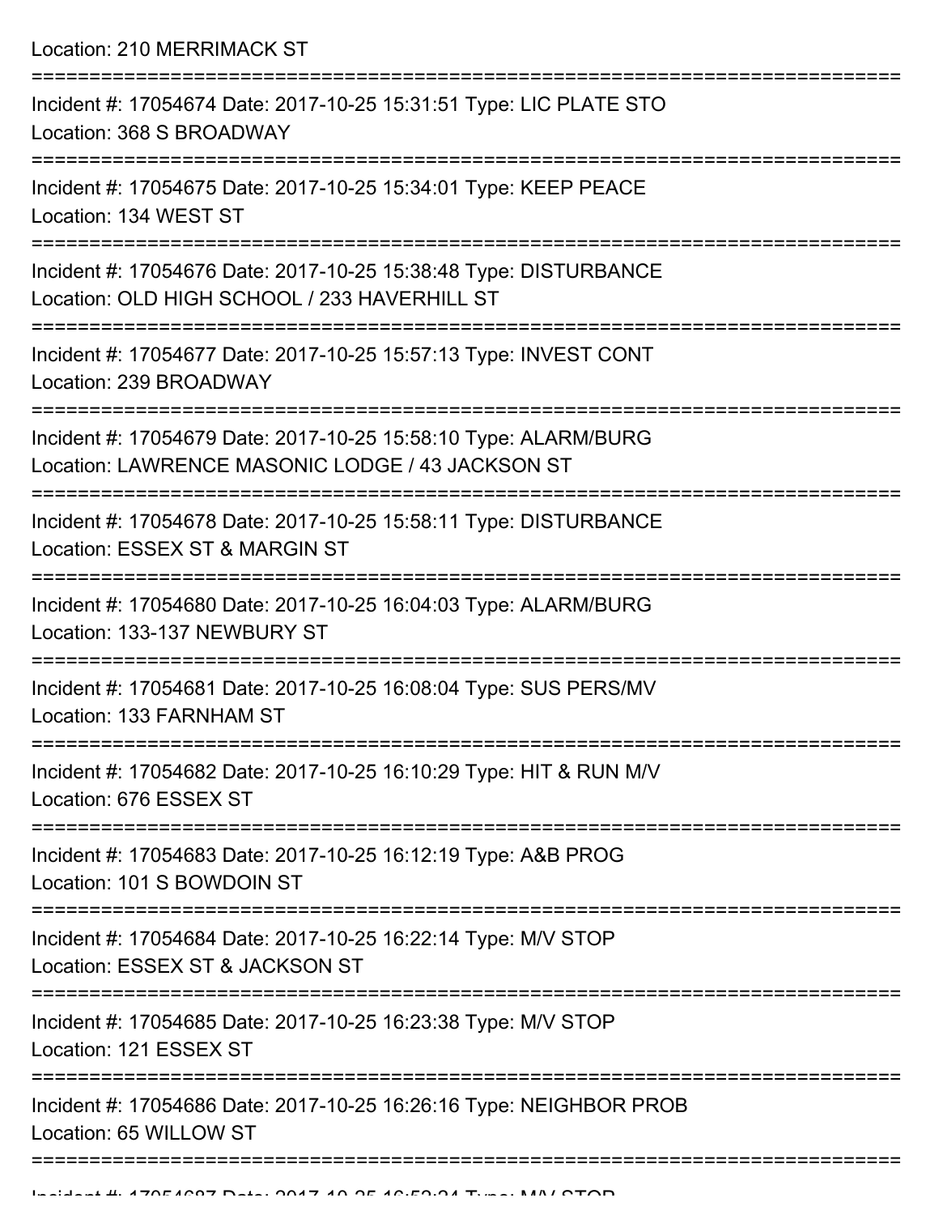Location: 210 MERRIMACK ST

===========================================================================

Incident #: 17054674 Date: 2017-10-25 15:31:51 Type: LIC PLATE STO
Location: 368 S BROADWAY

===========================================================================

Incident #: 17054675 Date: 2017-10-25 15:34:01 Type: KEEP PEACE
Location: 134 WEST ST

===========================================================================

Incident #: 17054676 Date: 2017-10-25 15:38:48 Type: DISTURBANCE
Location: OLD HIGH SCHOOL / 233 HAVERHILL ST

===========================================================================

Incident #: 17054677 Date: 2017-10-25 15:57:13 Type: INVEST CONT
Location: 239 BROADWAY

===========================================================================

Incident #: 17054679 Date: 2017-10-25 15:58:10 Type: ALARM/BURG
Location: LAWRENCE MASONIC LODGE / 43 JACKSON ST

===========================================================================

Incident #: 17054678 Date: 2017-10-25 15:58:11 Type: DISTURBANCE
Location: ESSEX ST & MARGIN ST

===========================================================================

Incident #: 17054680 Date: 2017-10-25 16:04:03 Type: ALARM/BURG
Location: 133-137 NEWBURY ST

===========================================================================

Incident #: 17054681 Date: 2017-10-25 16:08:04 Type: SUS PERS/MV
Location: 133 FARNHAM ST

===========================================================================

Incident #: 17054682 Date: 2017-10-25 16:10:29 Type: HIT & RUN M/V
Location: 676 ESSEX ST

===========================================================================

Incident #: 17054683 Date: 2017-10-25 16:12:19 Type: A&B PROG
Location: 101 S BOWDOIN ST

===========================================================================

Incident #: 17054684 Date: 2017-10-25 16:22:14 Type: M/V STOP
Location: ESSEX ST & JACKSON ST

===========================================================================

Incident #: 17054685 Date: 2017-10-25 16:23:38 Type: M/V STOP
Location: 121 ESSEX ST

===========================================================================

Incident #: 17054686 Date: 2017-10-25 16:26:16 Type: NEIGHBOR PROB
Location: 65 WILLOW ST

===========================================================================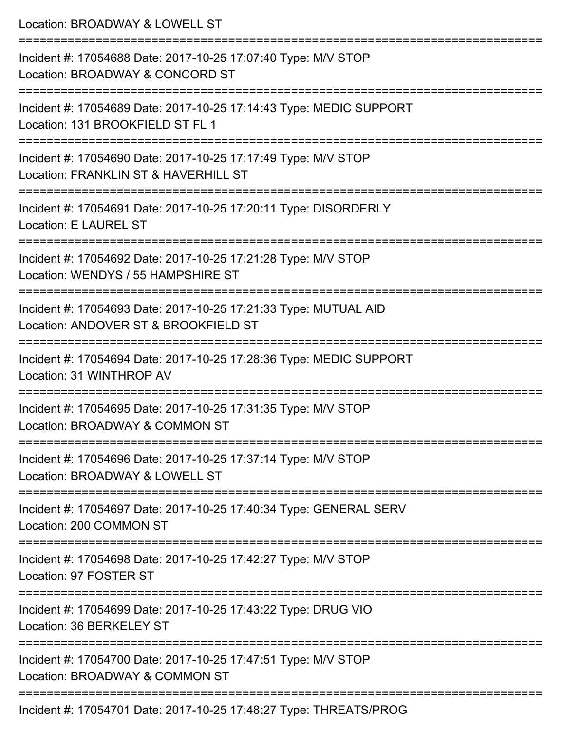Location: BROADWAY & LOWELL ST

===========================================================================

Incident #: 17054688 Date: 2017-10-25 17:07:40 Type: M/V STOP
Location: BROADWAY & CONCORD ST

===========================================================================

Incident #: 17054689 Date: 2017-10-25 17:14:43 Type: MEDIC SUPPORT
Location: 131 BROOKFIELD ST FL 1

===========================================================================

Incident #: 17054690 Date: 2017-10-25 17:17:49 Type: M/V STOP
Location: FRANKLIN ST & HAVERHILL ST

===========================================================================

Incident #: 17054691 Date: 2017-10-25 17:20:11 Type: DISORDERLY
Location: E LAUREL ST

===========================================================================

Incident #: 17054692 Date: 2017-10-25 17:21:28 Type: M/V STOP
Location: WENDYS / 55 HAMPSHIRE ST

===========================================================================

Incident #: 17054693 Date: 2017-10-25 17:21:33 Type: MUTUAL AID
Location: ANDOVER ST & BROOKFIELD ST

===========================================================================

Incident #: 17054694 Date: 2017-10-25 17:28:36 Type: MEDIC SUPPORT
Location: 31 WINTHROP AV

===========================================================================

Incident #: 17054695 Date: 2017-10-25 17:31:35 Type: M/V STOP
Location: BROADWAY & COMMON ST

===========================================================================

Incident #: 17054696 Date: 2017-10-25 17:37:14 Type: M/V STOP
Location: BROADWAY & LOWELL ST

===========================================================================

Incident #: 17054697 Date: 2017-10-25 17:40:34 Type: GENERAL SERV
Location: 200 COMMON ST

===========================================================================

Incident #: 17054698 Date: 2017-10-25 17:42:27 Type: M/V STOP
Location: 97 FOSTER ST

===========================================================================

Incident #: 17054699 Date: 2017-10-25 17:43:22 Type: DRUG VIO
Location: 36 BERKELEY ST

===========================================================================

Incident #: 17054700 Date: 2017-10-25 17:47:51 Type: M/V STOP
Location: BROADWAY & COMMON ST

===========================================================================

Incident #: 17054701 Date: 2017-10-25 17:48:27 Type: THREATS/PROG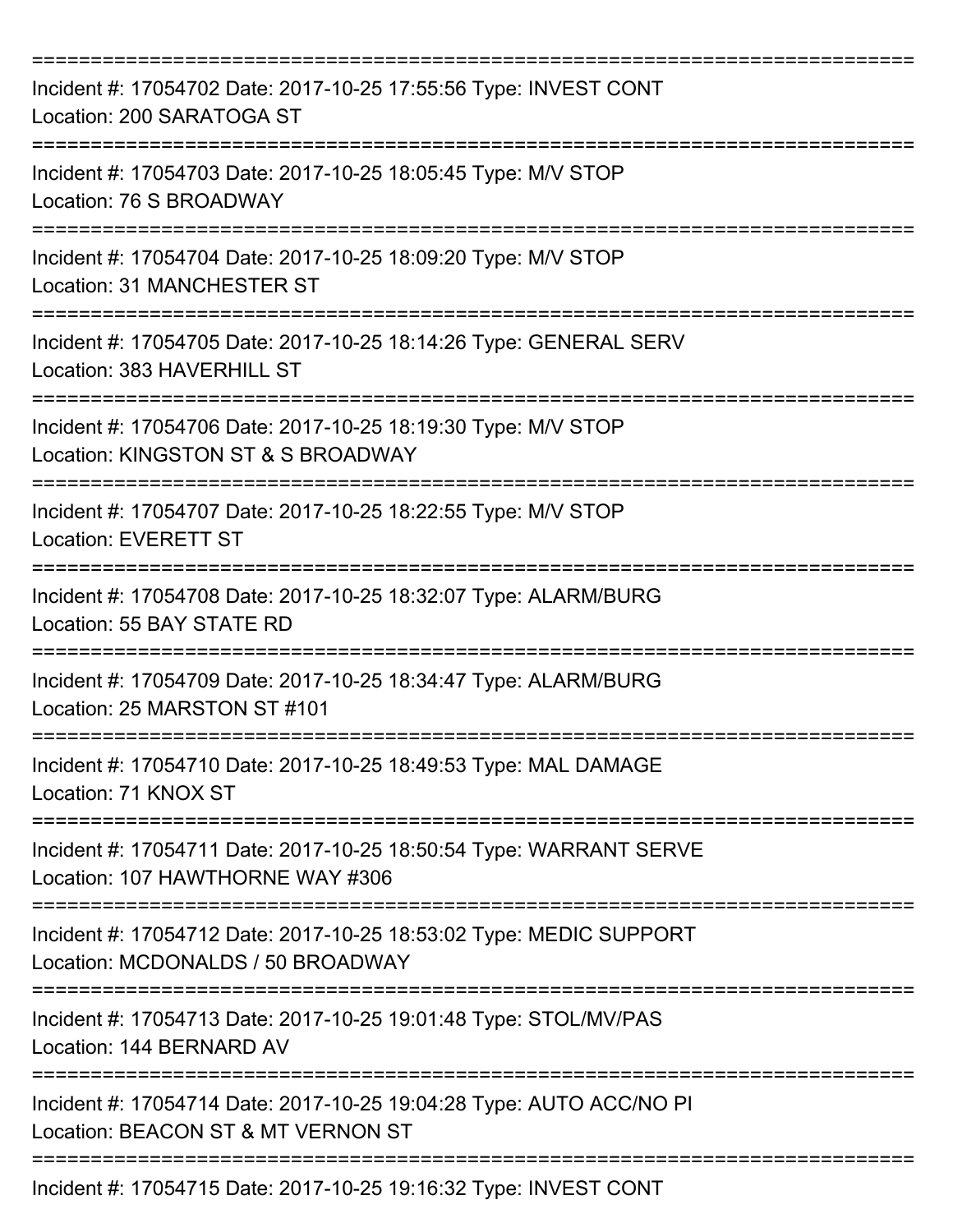===========================================================================

Incident #: 17054702 Date: 2017-10-25 17:55:56 Type: INVEST CONT
Location: 200 SARATOGA ST

===========================================================================

Incident #: 17054703 Date: 2017-10-25 18:05:45 Type: M/V STOP
Location: 76 S BROADWAY

===========================================================================

Incident #: 17054704 Date: 2017-10-25 18:09:20 Type: M/V STOP
Location: 31 MANCHESTER ST

===========================================================================

Incident #: 17054705 Date: 2017-10-25 18:14:26 Type: GENERAL SERV
Location: 383 HAVERHILL ST

===========================================================================

Incident #: 17054706 Date: 2017-10-25 18:19:30 Type: M/V STOP
Location: KINGSTON ST & S BROADWAY

===========================================================================

Incident #: 17054707 Date: 2017-10-25 18:22:55 Type: M/V STOP
Location: EVERETT ST

===========================================================================

Incident #: 17054708 Date: 2017-10-25 18:32:07 Type: ALARM/BURG
Location: 55 BAY STATE RD

===========================================================================

Incident #: 17054709 Date: 2017-10-25 18:34:47 Type: ALARM/BURG
Location: 25 MARSTON ST #101

===========================================================================

Incident #: 17054710 Date: 2017-10-25 18:49:53 Type: MAL DAMAGE
Location: 71 KNOX ST

===========================================================================

Incident #: 17054711 Date: 2017-10-25 18:50:54 Type: WARRANT SERVE
Location: 107 HAWTHORNE WAY #306

===========================================================================

Incident #: 17054712 Date: 2017-10-25 18:53:02 Type: MEDIC SUPPORT
Location: MCDONALDS / 50 BROADWAY

===========================================================================

Incident #: 17054713 Date: 2017-10-25 19:01:48 Type: STOL/MV/PAS
Location: 144 BERNARD AV

===========================================================================

Incident #: 17054714 Date: 2017-10-25 19:04:28 Type: AUTO ACC/NO PI
Location: BEACON ST & MT VERNON ST

===========================================================================

Incident #: 17054715 Date: 2017-10-25 19:16:32 Type: INVEST CONT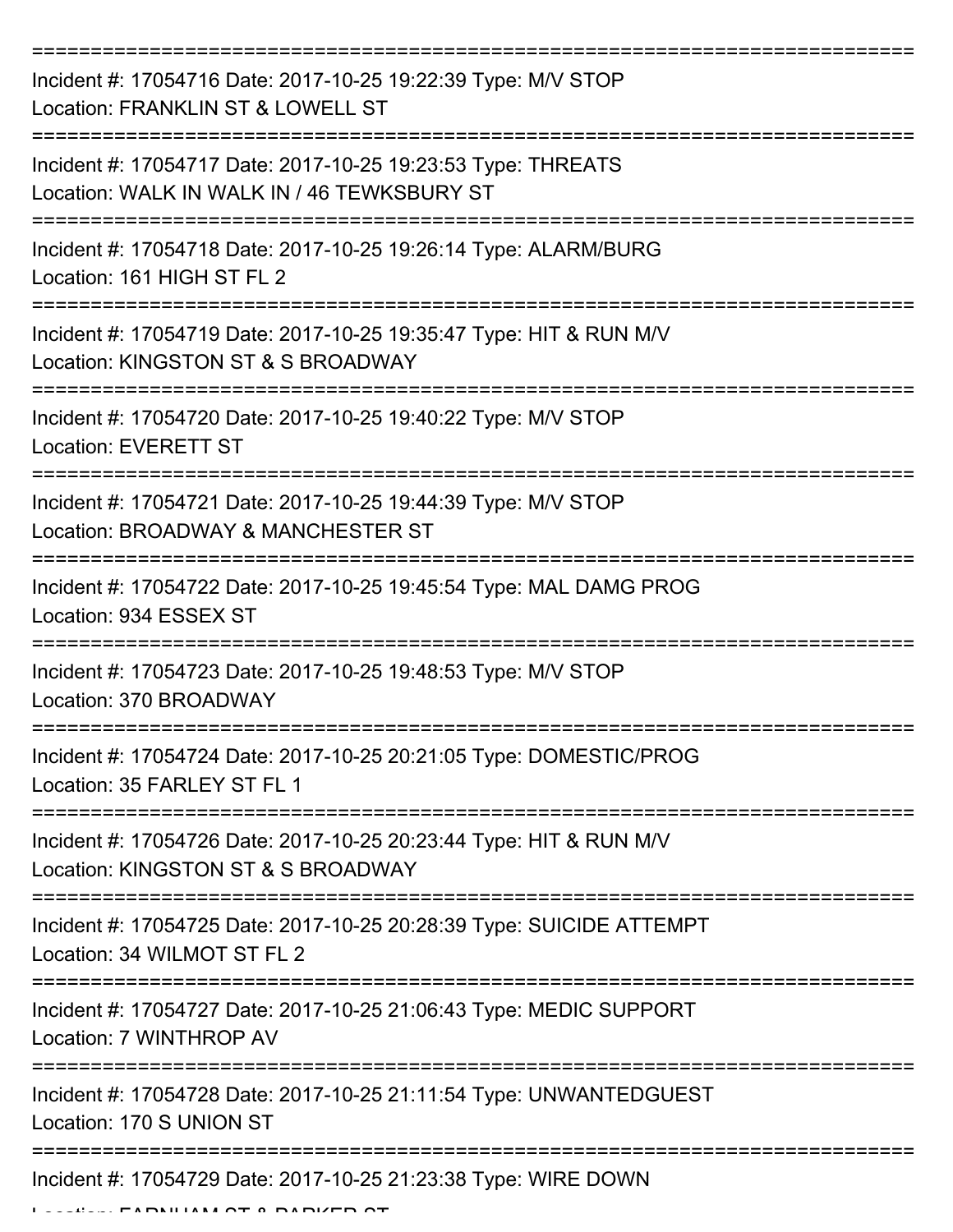===========================================================================
Incident #: 17054716 Date: 2017-10-25 19:22:39 Type: M/V STOP
Location: FRANKLIN ST & LOWELL ST
===========================================================================
Incident #: 17054717 Date: 2017-10-25 19:23:53 Type: THREATS
Location: WALK IN WALK IN / 46 TEWKSBURY ST
===========================================================================
Incident #: 17054718 Date: 2017-10-25 19:26:14 Type: ALARM/BURG
Location: 161 HIGH ST FL 2
===========================================================================
Incident #: 17054719 Date: 2017-10-25 19:35:47 Type: HIT & RUN M/V
Location: KINGSTON ST & S BROADWAY
===========================================================================
Incident #: 17054720 Date: 2017-10-25 19:40:22 Type: M/V STOP
Location: EVERETT ST
===========================================================================
Incident #: 17054721 Date: 2017-10-25 19:44:39 Type: M/V STOP
Location: BROADWAY & MANCHESTER ST
===========================================================================
Incident #: 17054722 Date: 2017-10-25 19:45:54 Type: MAL DAMG PROG
Location: 934 ESSEX ST
===========================================================================
Incident #: 17054723 Date: 2017-10-25 19:48:53 Type: M/V STOP
Location: 370 BROADWAY
===========================================================================
Incident #: 17054724 Date: 2017-10-25 20:21:05 Type: DOMESTIC/PROG
Location: 35 FARLEY ST FL 1
===========================================================================
Incident #: 17054726 Date: 2017-10-25 20:23:44 Type: HIT & RUN M/V
Location: KINGSTON ST & S BROADWAY
===========================================================================
Incident #: 17054725 Date: 2017-10-25 20:28:39 Type: SUICIDE ATTEMPT
Location: 34 WILMOT ST FL 2
===========================================================================
Incident #: 17054727 Date: 2017-10-25 21:06:43 Type: MEDIC SUPPORT
Location: 7 WINTHROP AV
===========================================================================
Incident #: 17054728 Date: 2017-10-25 21:11:54 Type: UNWANTEDGUEST
Location: 170 S UNION ST
===========================================================================
Incident #: 17054729 Date: 2017-10-25 21:23:38 Type: WIRE DOWN
Location: FARNHAM ST & PARKER ST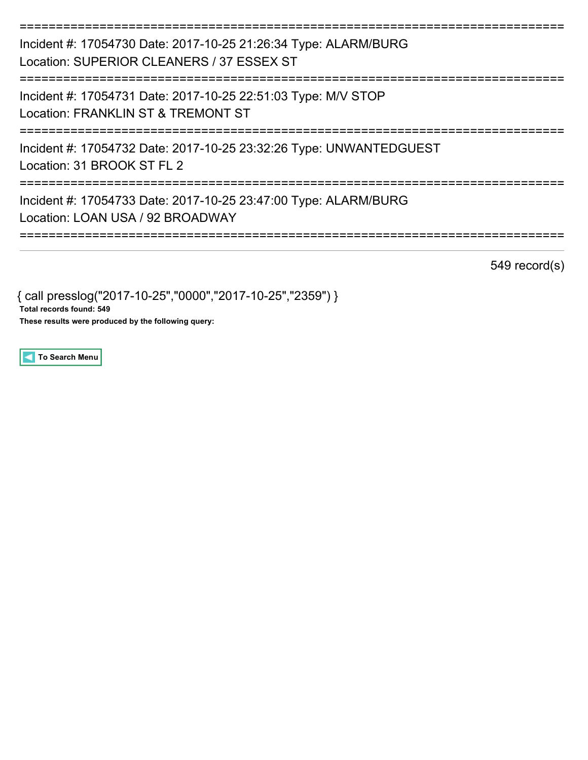===========================================================================

Incident #: 17054730 Date: 2017-10-25 21:26:34 Type: ALARM/BURG
Location: SUPERIOR CLEANERS / 37 ESSEX ST

===========================================================================

Incident #: 17054731 Date: 2017-10-25 22:51:03 Type: M/V STOP
Location: FRANKLIN ST & TREMONT ST

===========================================================================

Incident #: 17054732 Date: 2017-10-25 23:32:26 Type: UNWANTEDGUEST
Location: 31 BROOK ST FL 2

===========================================================================

Incident #: 17054733 Date: 2017-10-25 23:47:00 Type: ALARM/BURG
Location: LOAN USA / 92 BROADWAY

===========================================================================

549 record(s)

{ call presslog("2017-10-25","0000","2017-10-25","2359") }

**Total records found: 549**

**These results were produced by the following query:**

**To Search Menu**